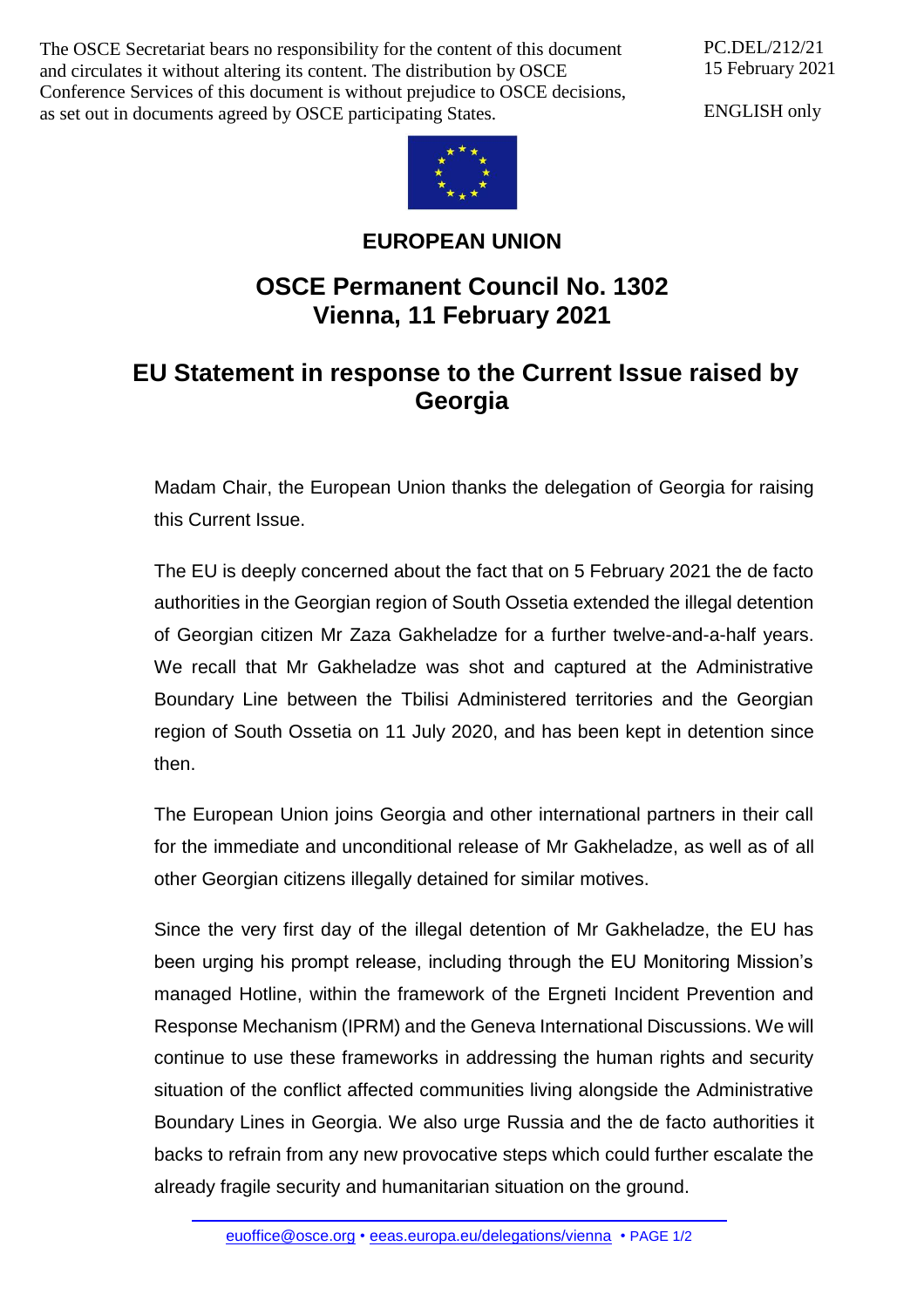The OSCE Secretariat bears no responsibility for the content of this document and circulates it without altering its content. The distribution by OSCE Conference Services of this document is without prejudice to OSCE decisions, as set out in documents agreed by OSCE participating States.

PC.DEL/212/21
15 February 2021

ENGLISH only

**EUROPEAN UNION**

# OSCE Permanent Council No. 1302
# Vienna, 11 February 2021

## EU Statement in response to the Current Issue raised by Georgia

Madam Chair, the European Union thanks the delegation of Georgia for raising this Current Issue.

The EU is deeply concerned about the fact that on 5 February 2021 the de facto authorities in the Georgian region of South Ossetia extended the illegal detention of Georgian citizen Mr Zaza Gakheladze for a further twelve-and-a-half years. We recall that Mr Gakheladze was shot and captured at the Administrative Boundary Line between the Tbilisi Administered territories and the Georgian region of South Ossetia on 11 July 2020, and has been kept in detention since then.

The European Union joins Georgia and other international partners in their call for the immediate and unconditional release of Mr Gakheladze, as well as of all other Georgian citizens illegally detained for similar motives.

Since the very first day of the illegal detention of Mr Gakheladze, the EU has been urging his prompt release, including through the EU Monitoring Mission's managed Hotline, within the framework of the Ergneti Incident Prevention and Response Mechanism (IPRM) and the Geneva International Discussions. We will continue to use these frameworks in addressing the human rights and security situation of the conflict affected communities living alongside the Administrative Boundary Lines in Georgia. We also urge Russia and the de facto authorities it backs to refrain from any new provocative steps which could further escalate the already fragile security and humanitarian situation on the ground.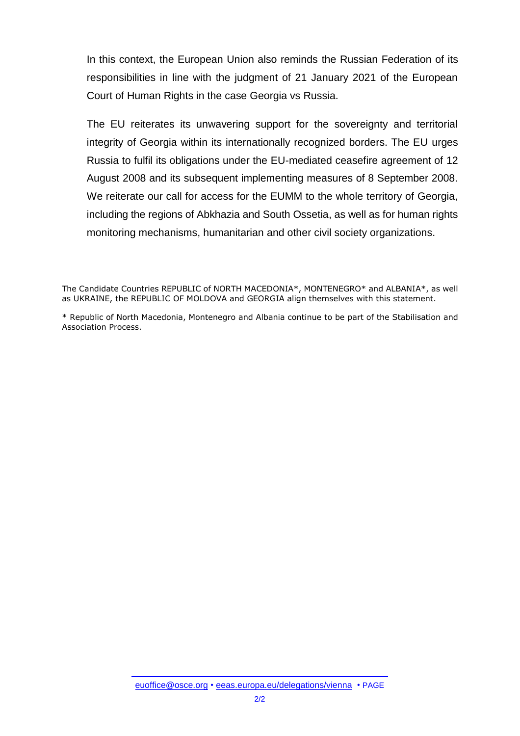In this context, the European Union also reminds the Russian Federation of its responsibilities in line with the judgment of 21 January 2021 of the European Court of Human Rights in the case Georgia vs Russia.

The EU reiterates its unwavering support for the sovereignty and territorial integrity of Georgia within its internationally recognized borders. The EU urges Russia to fulfil its obligations under the EU-mediated ceasefire agreement of 12 August 2008 and its subsequent implementing measures of 8 September 2008. We reiterate our call for access for the EUMM to the whole territory of Georgia, including the regions of Abkhazia and South Ossetia, as well as for human rights monitoring mechanisms, humanitarian and other civil society organizations.

The Candidate Countries REPUBLIC of NORTH MACEDONIA*, MONTENEGRO* and ALBANIA*, as well as UKRAINE, the REPUBLIC OF MOLDOVA and GEORGIA align themselves with this statement.

* Republic of North Macedonia, Montenegro and Albania continue to be part of the Stabilisation and Association Process.

euoffice@osce.org • eeas.europa.eu/delegations/vienna